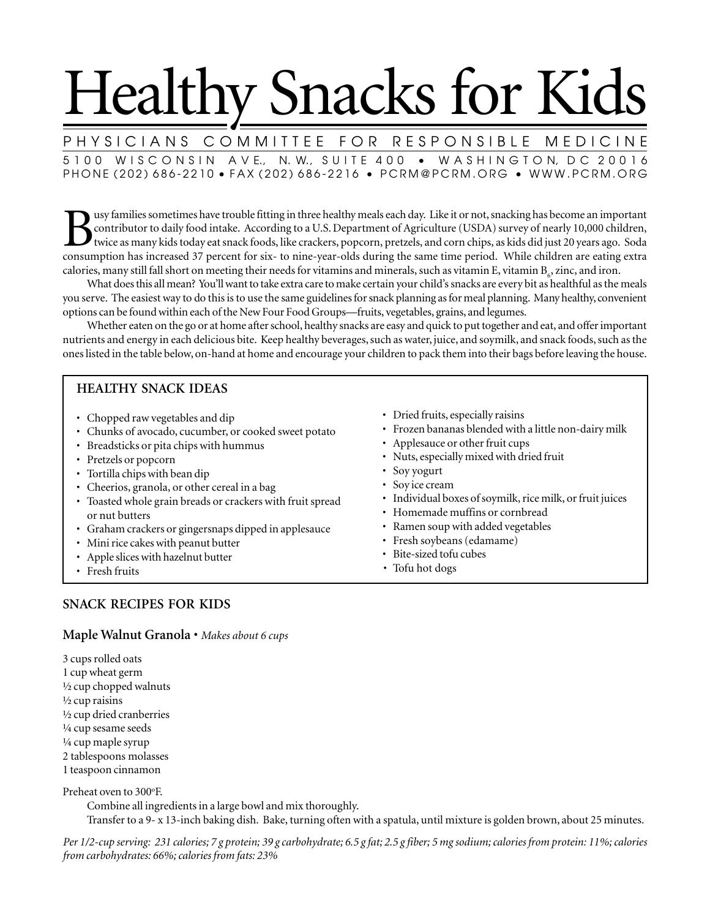# Healthy Snacks for Kids

PHYSICIANS COMMITTEE FOR RESPONSIBLE MEDICINE

5100 WISCONSIN AVE., N.W., SUITE 400 • WASHINGTON, DC 20016
PHONE (202) 686-2210 • FAX (202) 686-2216 • PCRM@PCRM.ORG • WWW.PCRM.ORG

Busy families sometimes have trouble fitting in three healthy meals each day. Like it or not, snacking has become an important contributor to daily food intake. According to a U.S. Department of Agriculture (USDA) survey of nearly 10,000 children, twice as many kids today eat snack foods, like crackers, popcorn, pretzels, and corn chips, as kids did just 20 years ago. Soda consumption has increased 37 percent for six- to nine-year-olds during the same time period. While children are eating extra calories, many still fall short on meeting their needs for vitamins and minerals, such as vitamin E, vitamin $B_6$, zinc, and iron.

What does this all mean? You'll want to take extra care to make certain your child's snacks are every bit as healthful as the meals you serve. The easiest way to do this is to use the same guidelines for snack planning as for meal planning. Many healthy, convenient options can be found within each of the New Four Food Groups—fruits, vegetables, grains, and legumes.

Whether eaten on the go or at home after school, healthy snacks are easy and quick to put together and eat, and offer important nutrients and energy in each delicious bite. Keep healthy beverages, such as water, juice, and soymilk, and snack foods, such as the ones listed in the table below, on-hand at home and encourage your children to pack them into their bags before leaving the house.

## HEALTHY SNACK IDEAS

- Chopped raw vegetables and dip
- Chunks of avocado, cucumber, or cooked sweet potato
- Breadsticks or pita chips with hummus
- Pretzels or popcorn
- Tortilla chips with bean dip
- Cheerios, granola, or other cereal in a bag
- Toasted whole grain breads or crackers with fruit spread or nut butters
- Graham crackers or gingersnaps dipped in applesauce
- Mini rice cakes with peanut butter
- Apple slices with hazelnut butter
- Fresh fruits
- Dried fruits, especially raisins
- Frozen bananas blended with a little non-dairy milk
- Applesauce or other fruit cups
- Nuts, especially mixed with dried fruit
- Soy yogurt
- Soy ice cream
- Individual boxes of soymilk, rice milk, or fruit juices
- Homemade muffins or cornbread
- Ramen soup with added vegetables
- Fresh soybeans (edamame)
- Bite-sized tofu cubes
- Tofu hot dogs

## SNACK RECIPES FOR KIDS

### Maple Walnut Granola • *Makes about 6 cups*

3 cups rolled oats
1 cup wheat germ
½ cup chopped walnuts
½ cup raisins
½ cup dried cranberries
¼ cup sesame seeds
¼ cup maple syrup
2 tablespoons molasses
1 teaspoon cinnamon

Preheat oven to 300°F.

Combine all ingredients in a large bowl and mix thoroughly.

Transfer to a 9- x 13-inch baking dish. Bake, turning often with a spatula, until mixture is golden brown, about 25 minutes.

*Per 1/2-cup serving: 231 calories; 7 g protein; 39 g carbohydrate; 6.5 g fat; 2.5 g fiber; 5 mg sodium; calories from protein: 11%; calories from carbohydrates: 66%; calories from fats: 23%*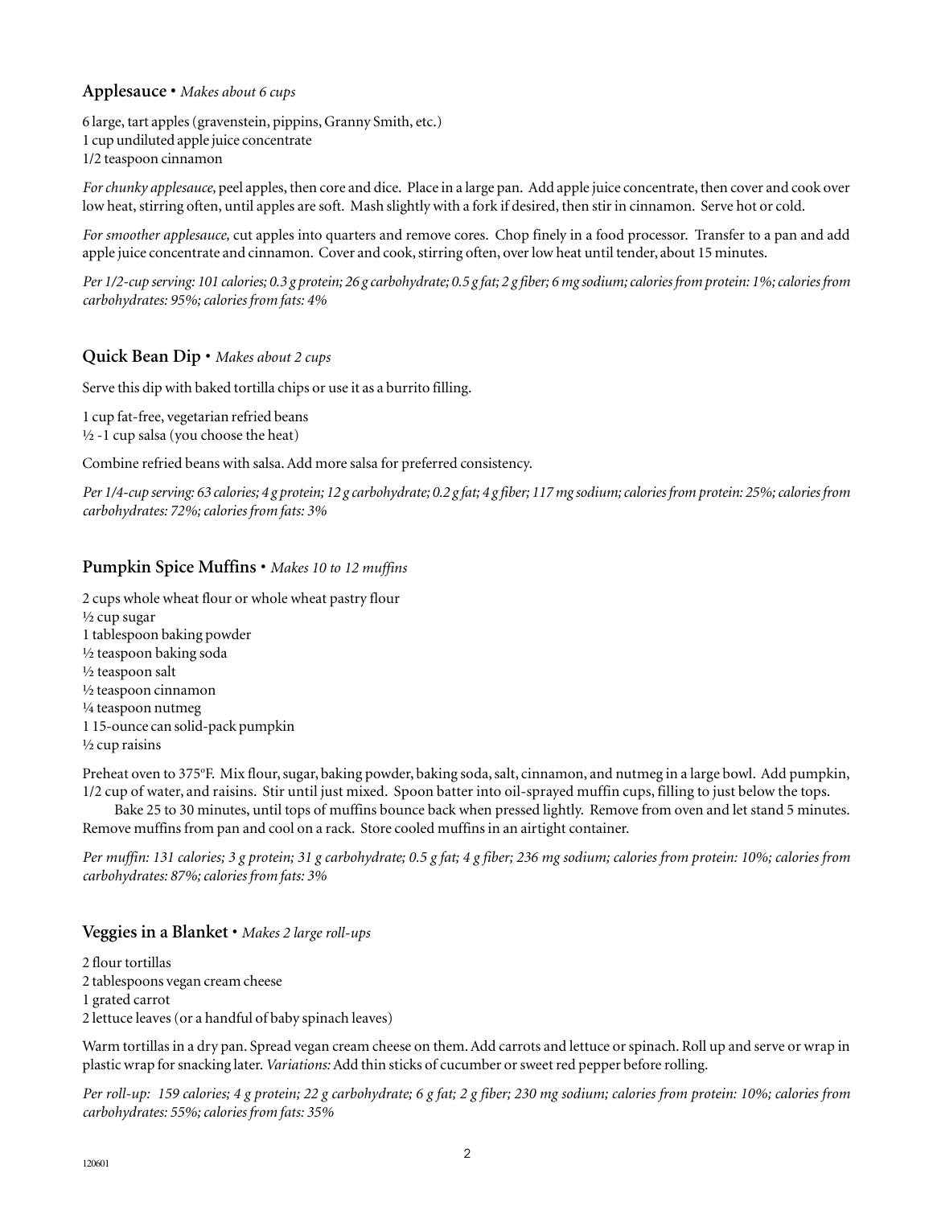## Applesauce • *Makes about 6 cups*

6 large, tart apples (gravenstein, pippins, Granny Smith, etc.)
1 cup undiluted apple juice concentrate
1/2 teaspoon cinnamon

*For chunky applesauce,* peel apples, then core and dice. Place in a large pan. Add apple juice concentrate, then cover and cook over low heat, stirring often, until apples are soft. Mash slightly with a fork if desired, then stir in cinnamon. Serve hot or cold.

*For smoother applesauce,* cut apples into quarters and remove cores. Chop finely in a food processor. Transfer to a pan and add apple juice concentrate and cinnamon. Cover and cook, stirring often, over low heat until tender, about 15 minutes.

*Per 1/2-cup serving: 101 calories; 0.3 g protein; 26 g carbohydrate; 0.5 g fat; 2 g fiber; 6 mg sodium; calories from protein: 1%; calories from carbohydrates: 95%; calories from fats: 4%*

## Quick Bean Dip • *Makes about 2 cups*

Serve this dip with baked tortilla chips or use it as a burrito filling.

1 cup fat-free, vegetarian refried beans
½ -1 cup salsa (you choose the heat)

Combine refried beans with salsa. Add more salsa for preferred consistency.

*Per 1/4-cup serving: 63 calories; 4 g protein; 12 g carbohydrate; 0.2 g fat; 4 g fiber; 117 mg sodium; calories from protein: 25%; calories from carbohydrates: 72%; calories from fats: 3%*

## Pumpkin Spice Muffins • *Makes 10 to 12 muffins*

2 cups whole wheat flour or whole wheat pastry flour
½ cup sugar
1 tablespoon baking powder
½ teaspoon baking soda
½ teaspoon salt
½ teaspoon cinnamon
¼ teaspoon nutmeg
1 15-ounce can solid-pack pumpkin
½ cup raisins

Preheat oven to 375ºF. Mix flour, sugar, baking powder, baking soda, salt, cinnamon, and nutmeg in a large bowl. Add pumpkin, 1/2 cup of water, and raisins. Stir until just mixed. Spoon batter into oil-sprayed muffin cups, filling to just below the tops.

Bake 25 to 30 minutes, until tops of muffins bounce back when pressed lightly. Remove from oven and let stand 5 minutes. Remove muffins from pan and cool on a rack. Store cooled muffins in an airtight container.

*Per muffin: 131 calories; 3 g protein; 31 g carbohydrate; 0.5 g fat; 4 g fiber; 236 mg sodium; calories from protein: 10%; calories from carbohydrates: 87%; calories from fats: 3%*

## Veggies in a Blanket • *Makes 2 large roll-ups*

2 flour tortillas
2 tablespoons vegan cream cheese
1 grated carrot
2 lettuce leaves (or a handful of baby spinach leaves)

Warm tortillas in a dry pan. Spread vegan cream cheese on them. Add carrots and lettuce or spinach. Roll up and serve or wrap in plastic wrap for snacking later. *Variations:* Add thin sticks of cucumber or sweet red pepper before rolling.

*Per roll-up: 159 calories; 4 g protein; 22 g carbohydrate; 6 g fat; 2 g fiber; 230 mg sodium; calories from protein: 10%; calories from carbohydrates: 55%; calories from fats: 35%*

120601